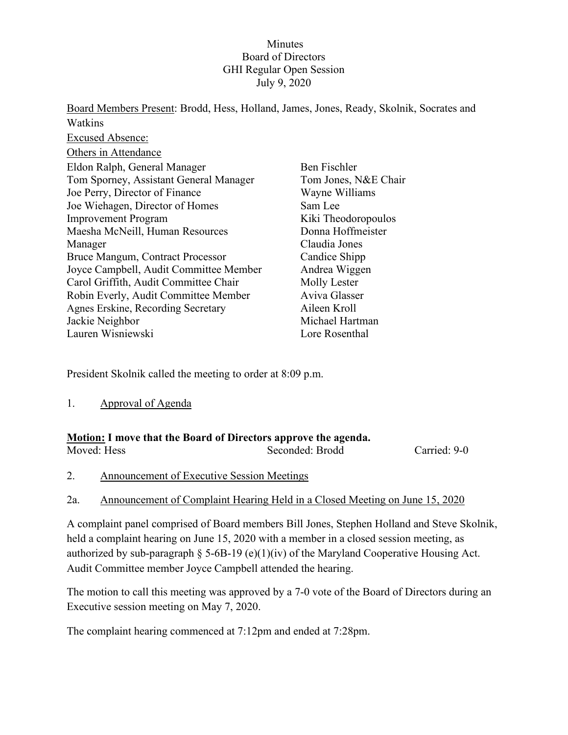Minutes
Board of Directors
GHI Regular Open Session
July 9, 2020

Board Members Present: Brodd, Hess, Holland, James, Jones, Ready, Skolnik, Socrates and Watkins

Excused Absence:

Others in Attendance

Eldon Ralph, General Manager
Tom Sporney, Assistant General Manager
Joe Perry, Director of Finance
Joe Wiehagen, Director of Homes Improvement Program
Maesha McNeill, Human Resources Manager
Bruce Mangum, Contract Processor
Joyce Campbell, Audit Committee Member
Carol Griffith, Audit Committee Chair
Robin Everly, Audit Committee Member
Agnes Erskine, Recording Secretary
Jackie Neighbor
Lauren Wisniewski
Ben Fischler
Tom Jones, N&E Chair
Wayne Williams
Sam Lee
Kiki Theodoropoulos
Donna Hoffmeister
Claudia Jones
Candice Shipp
Andrea Wiggen
Molly Lester
Aviva Glasser
Aileen Kroll
Michael Hartman
Lore Rosenthal

President Skolnik called the meeting to order at 8:09 p.m.

1. Approval of Agenda

**Motion: I move that the Board of Directors approve the agenda.**

Moved: Hess    Seconded: Brodd    Carried: 9-0

2. Announcement of Executive Session Meetings

2a. Announcement of Complaint Hearing Held in a Closed Meeting on June 15, 2020

A complaint panel comprised of Board members Bill Jones, Stephen Holland and Steve Skolnik, held a complaint hearing on June 15, 2020 with a member in a closed session meeting, as authorized by sub-paragraph § 5-6B-19 (e)(1)(iv) of the Maryland Cooperative Housing Act. Audit Committee member Joyce Campbell attended the hearing.

The motion to call this meeting was approved by a 7-0 vote of the Board of Directors during an Executive session meeting on May 7, 2020.

The complaint hearing commenced at 7:12pm and ended at 7:28pm.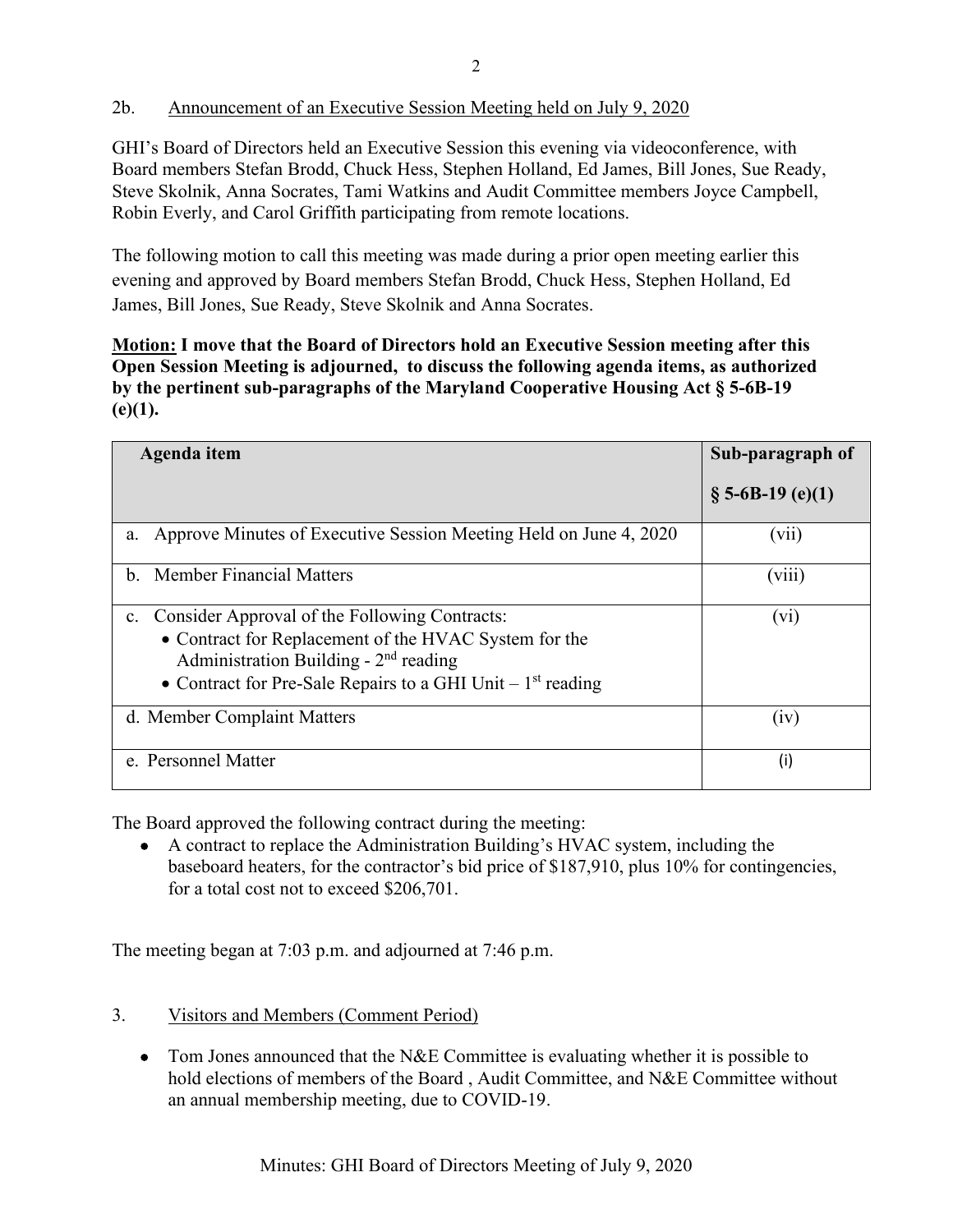## 2b. Announcement of an Executive Session Meeting held on July 9, 2020

GHI's Board of Directors held an Executive Session this evening via videoconference, with Board members Stefan Brodd, Chuck Hess, Stephen Holland, Ed James, Bill Jones, Sue Ready, Steve Skolnik, Anna Socrates, Tami Watkins and Audit Committee members Joyce Campbell, Robin Everly, and Carol Griffith participating from remote locations.

The following motion to call this meeting was made during a prior open meeting earlier this evening and approved by Board members Stefan Brodd, Chuck Hess, Stephen Holland, Ed James, Bill Jones, Sue Ready, Steve Skolnik and Anna Socrates.

**Motion: I move that the Board of Directors hold an Executive Session meeting after this Open Session Meeting is adjourned, to discuss the following agenda items, as authorized by the pertinent sub-paragraphs of the Maryland Cooperative Housing Act § 5-6B-19 (e)(1).**

| Agenda item | Sub-paragraph of § 5-6B-19 (e)(1) |
|---|---|
| a. Approve Minutes of Executive Session Meeting Held on June 4, 2020 | (vii) |
| b. Member Financial Matters | (viii) |
| c. Consider Approval of the Following Contracts:<br>• Contract for Replacement of the HVAC System for the Administration Building - 2nd reading<br>• Contract for Pre-Sale Repairs to a GHI Unit – 1st reading | (vi) |
| d. Member Complaint Matters | (iv) |
| e. Personnel Matter | (i) |

The Board approved the following contract during the meeting:

- A contract to replace the Administration Building's HVAC system, including the baseboard heaters, for the contractor's bid price of $187,910, plus 10% for contingencies, for a total cost not to exceed $206,701.

The meeting began at 7:03 p.m. and adjourned at 7:46 p.m.

## 3. Visitors and Members (Comment Period)

- Tom Jones announced that the N&E Committee is evaluating whether it is possible to hold elections of members of the Board , Audit Committee, and N&E Committee without an annual membership meeting, due to COVID-19.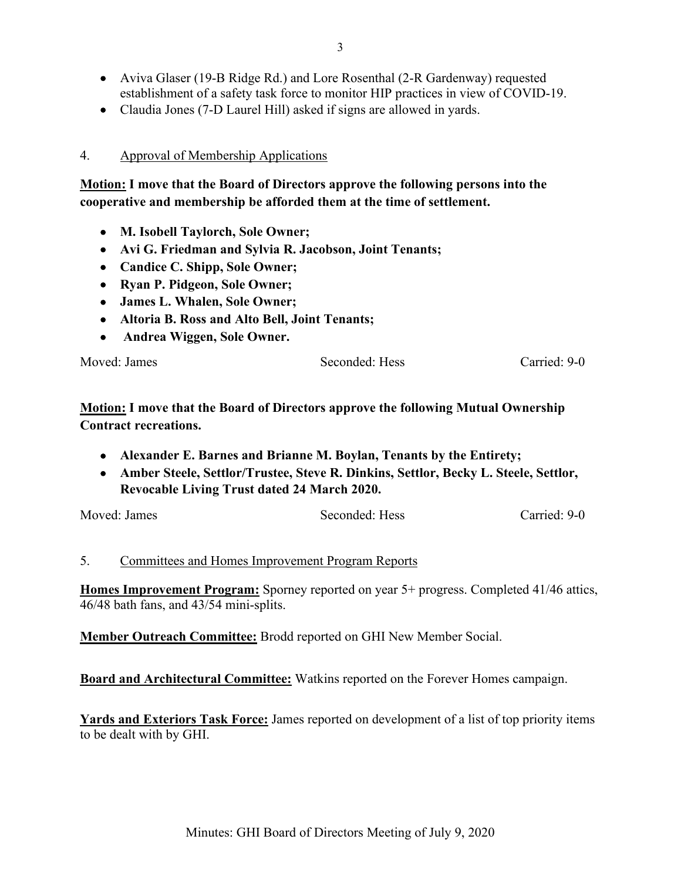- Aviva Glaser (19-B Ridge Rd.) and Lore Rosenthal (2-R Gardenway) requested establishment of a safety task force to monitor HIP practices in view of COVID-19.
- Claudia Jones (7-D Laurel Hill) asked if signs are allowed in yards.

4. Approval of Membership Applications

**Motion: I move that the Board of Directors approve the following persons into the cooperative and membership be afforded them at the time of settlement.**

- **M. Isobell Taylorch, Sole Owner;**
- **Avi G. Friedman and Sylvia R. Jacobson, Joint Tenants;**
- **Candice C. Shipp, Sole Owner;**
- **Ryan P. Pidgeon, Sole Owner;**
- **James L. Whalen, Sole Owner;**
- **Altoria B. Ross and Alto Bell, Joint Tenants;**
- **Andrea Wiggen, Sole Owner.**

Moved: James Seconded: Hess Carried: 9-0

**Motion: I move that the Board of Directors approve the following Mutual Ownership Contract recreations.**

- **Alexander E. Barnes and Brianne M. Boylan, Tenants by the Entirety;**
- **Amber Steele, Settlor/Trustee, Steve R. Dinkins, Settlor, Becky L. Steele, Settlor, Revocable Living Trust dated 24 March 2020.**

Moved: James Seconded: Hess Carried: 9-0

5. Committees and Homes Improvement Program Reports

**Homes Improvement Program:** Sporney reported on year 5+ progress. Completed 41/46 attics, 46/48 bath fans, and 43/54 mini-splits.

**Member Outreach Committee:** Brodd reported on GHI New Member Social.

**Board and Architectural Committee:** Watkins reported on the Forever Homes campaign.

**Yards and Exteriors Task Force:** James reported on development of a list of top priority items to be dealt with by GHI.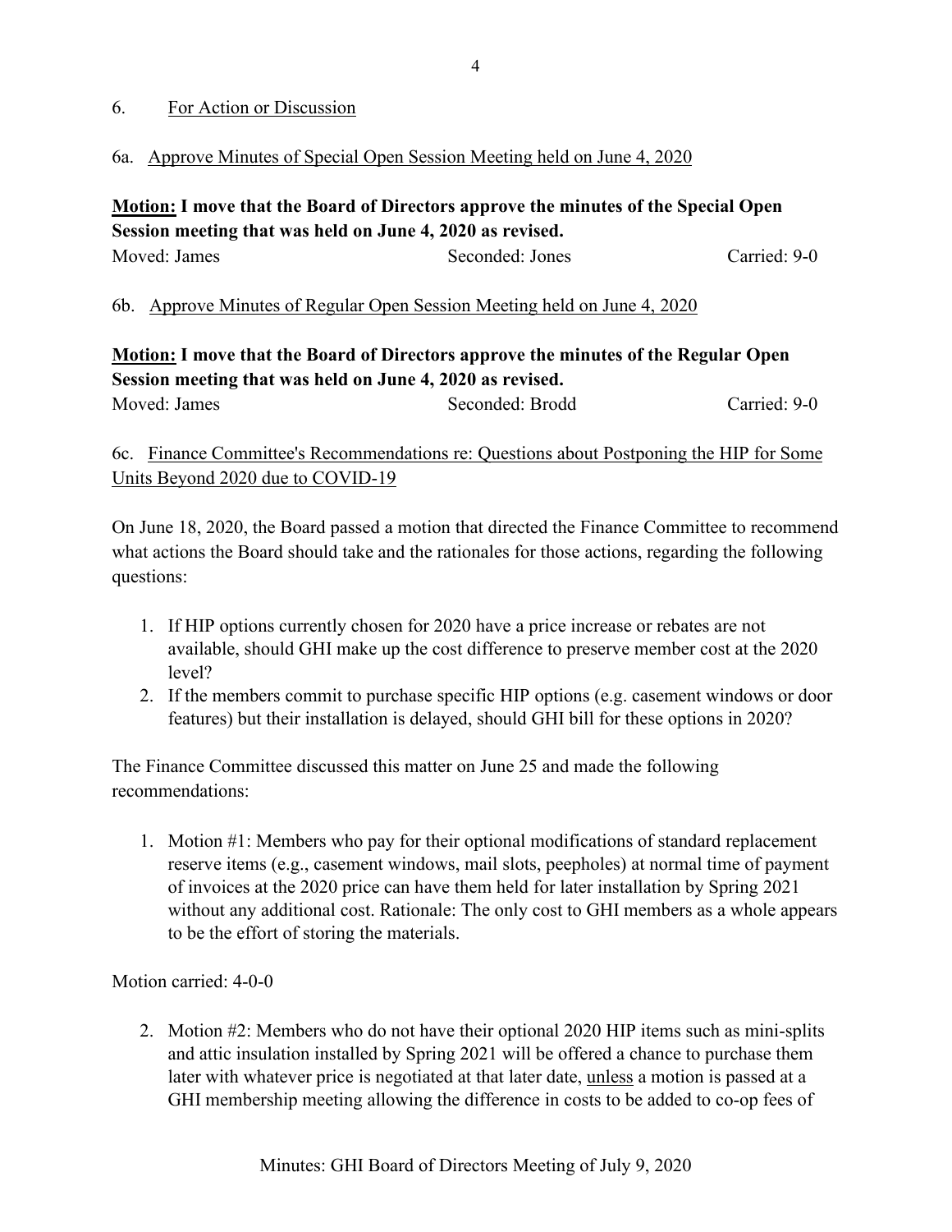6. For Action or Discussion

6a. Approve Minutes of Special Open Session Meeting held on June 4, 2020

**Motion: I move that the Board of Directors approve the minutes of the Special Open Session meeting that was held on June 4, 2020 as revised.**

Moved: James | Seconded: Jones | Carried: 9-0

6b. Approve Minutes of Regular Open Session Meeting held on June 4, 2020

**Motion: I move that the Board of Directors approve the minutes of the Regular Open Session meeting that was held on June 4, 2020 as revised.**

Moved: James | Seconded: Brodd | Carried: 9-0

6c. Finance Committee's Recommendations re: Questions about Postponing the HIP for Some Units Beyond 2020 due to COVID-19

On June 18, 2020, the Board passed a motion that directed the Finance Committee to recommend what actions the Board should take and the rationales for those actions, regarding the following questions:

1. If HIP options currently chosen for 2020 have a price increase or rebates are not available, should GHI make up the cost difference to preserve member cost at the 2020 level?
2. If the members commit to purchase specific HIP options (e.g. casement windows or door features) but their installation is delayed, should GHI bill for these options in 2020?

The Finance Committee discussed this matter on June 25 and made the following recommendations:

1. Motion #1: Members who pay for their optional modifications of standard replacement reserve items (e.g., casement windows, mail slots, peepholes) at normal time of payment of invoices at the 2020 price can have them held for later installation by Spring 2021 without any additional cost. Rationale: The only cost to GHI members as a whole appears to be the effort of storing the materials.

Motion carried: 4-0-0

2. Motion #2: Members who do not have their optional 2020 HIP items such as mini-splits and attic insulation installed by Spring 2021 will be offered a chance to purchase them later with whatever price is negotiated at that later date, unless a motion is passed at a GHI membership meeting allowing the difference in costs to be added to co-op fees of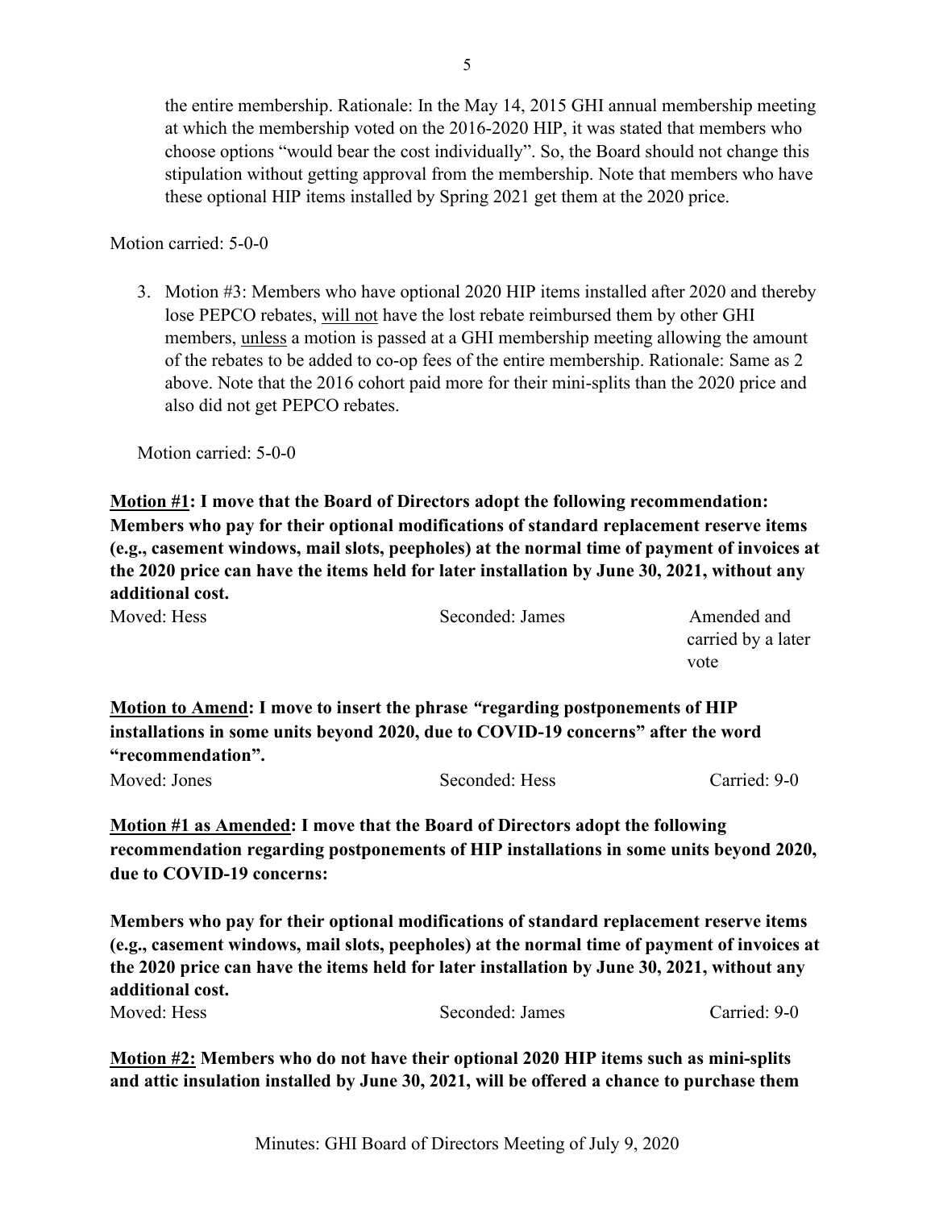the entire membership. Rationale: In the May 14, 2015 GHI annual membership meeting at which the membership voted on the 2016-2020 HIP, it was stated that members who choose options "would bear the cost individually". So, the Board should not change this stipulation without getting approval from the membership. Note that members who have these optional HIP items installed by Spring 2021 get them at the 2020 price.

Motion carried: 5-0-0

3. Motion #3: Members who have optional 2020 HIP items installed after 2020 and thereby lose PEPCO rebates, <u>will not</u> have the lost rebate reimbursed them by other GHI members, <u>unless</u> a motion is passed at a GHI membership meeting allowing the amount of the rebates to be added to co-op fees of the entire membership. Rationale: Same as 2 above. Note that the 2016 cohort paid more for their mini-splits than the 2020 price and also did not get PEPCO rebates.

Motion carried: 5-0-0

**<u>Motion #1</u>: I move that the Board of Directors adopt the following recommendation: Members who pay for their optional modifications of standard replacement reserve items (e.g., casement windows, mail slots, peepholes) at the normal time of payment of invoices at the 2020 price can have the items held for later installation by June 30, 2021, without any additional cost.**

| Moved: Hess | Seconded: James | Amended and carried by a later vote |
|---|---|---|

**<u>Motion to Amend</u>: I move to insert the phrase *"regarding postponements of HIP installations in some units beyond 2020, due to COVID-19 concerns"* after the word "recommendation".**

| Moved: Jones | Seconded: Hess | Carried: 9-0 |
|---|---|---|

**<u>Motion #1 as Amended</u>: I move that the Board of Directors adopt the following recommendation regarding postponements of HIP installations in some units beyond 2020, due to COVID-19 concerns:**

**Members who pay for their optional modifications of standard replacement reserve items (e.g., casement windows, mail slots, peepholes) at the normal time of payment of invoices at the 2020 price can have the items held for later installation by June 30, 2021, without any additional cost.**

| Moved: Hess | Seconded: James | Carried: 9-0 |
|---|---|---|

**<u>Motion #2:</u> Members who do not have their optional 2020 HIP items such as mini-splits and attic insulation installed by June 30, 2021, will be offered a chance to purchase them**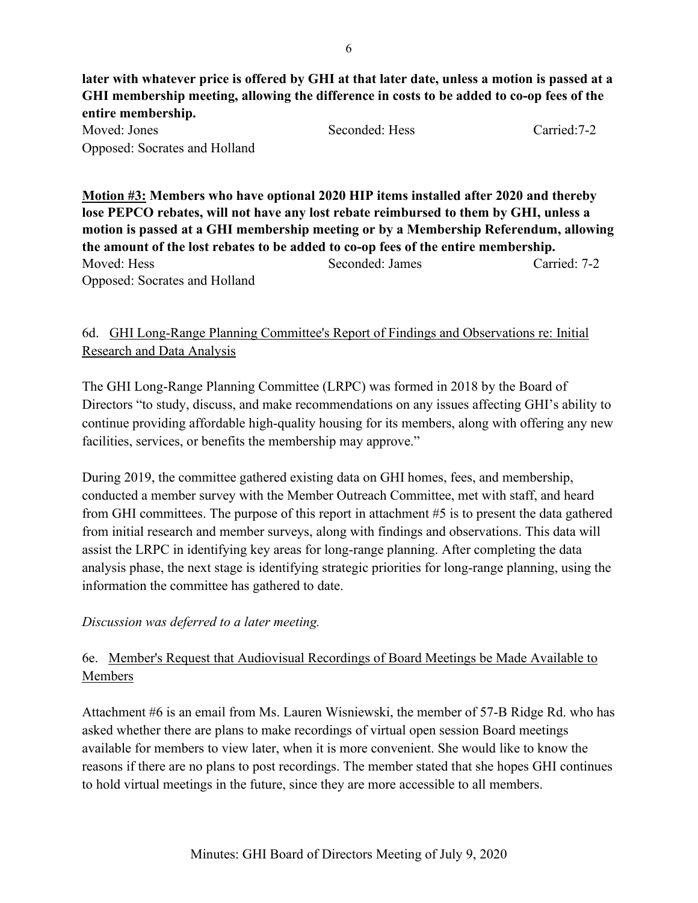**later with whatever price is offered by GHI at that later date, unless a motion is passed at a GHI membership meeting, allowing the difference in costs to be added to co-op fees of the entire membership.**

Moved: Jones Seconded: Hess Carried:7-2
Opposed: Socrates and Holland

**Motion #3: Members who have optional 2020 HIP items installed after 2020 and thereby lose PEPCO rebates, will not have any lost rebate reimbursed to them by GHI, unless a motion is passed at a GHI membership meeting or by a Membership Referendum, allowing the amount of the lost rebates to be added to co-op fees of the entire membership.**

Moved: Hess Seconded: James Carried: 7-2
Opposed: Socrates and Holland

6d. GHI Long-Range Planning Committee's Report of Findings and Observations re: Initial Research and Data Analysis

The GHI Long-Range Planning Committee (LRPC) was formed in 2018 by the Board of Directors "to study, discuss, and make recommendations on any issues affecting GHI's ability to continue providing affordable high-quality housing for its members, along with offering any new facilities, services, or benefits the membership may approve."

During 2019, the committee gathered existing data on GHI homes, fees, and membership, conducted a member survey with the Member Outreach Committee, met with staff, and heard from GHI committees. The purpose of this report in attachment #5 is to present the data gathered from initial research and member surveys, along with findings and observations. This data will assist the LRPC in identifying key areas for long-range planning. After completing the data analysis phase, the next stage is identifying strategic priorities for long-range planning, using the information the committee has gathered to date.

*Discussion was deferred to a later meeting.*

6e. Member's Request that Audiovisual Recordings of Board Meetings be Made Available to Members

Attachment #6 is an email from Ms. Lauren Wisniewski, the member of 57-B Ridge Rd. who has asked whether there are plans to make recordings of virtual open session Board meetings available for members to view later, when it is more convenient. She would like to know the reasons if there are no plans to post recordings. The member stated that she hopes GHI continues to hold virtual meetings in the future, since they are more accessible to all members.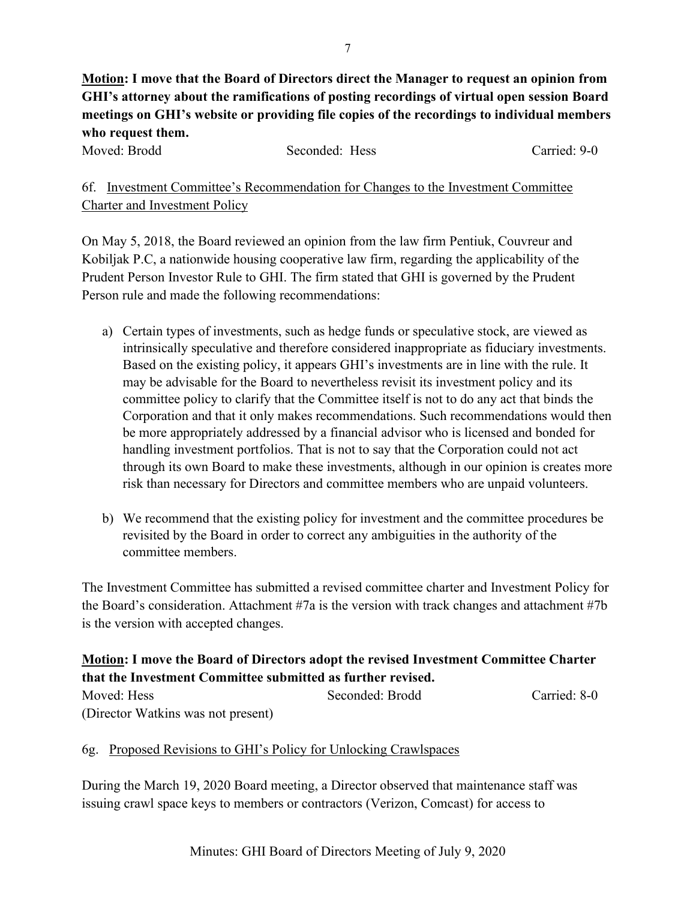**<u>Motion</u>: I move that the Board of Directors direct the Manager to request an opinion from GHI's attorney about the ramifications of posting recordings of virtual open session Board meetings on GHI's website or providing file copies of the recordings to individual members who request them.**

Moved: Brodd Seconded: Hess Carried: 9-0

6f. <u>Investment Committee's Recommendation for Changes to the Investment Committee Charter and Investment Policy</u>

On May 5, 2018, the Board reviewed an opinion from the law firm Pentiuk, Couvreur and Kobiljak P.C, a nationwide housing cooperative law firm, regarding the applicability of the Prudent Person Investor Rule to GHI. The firm stated that GHI is governed by the Prudent Person rule and made the following recommendations:

a) Certain types of investments, such as hedge funds or speculative stock, are viewed as intrinsically speculative and therefore considered inappropriate as fiduciary investments. Based on the existing policy, it appears GHI's investments are in line with the rule. It may be advisable for the Board to nevertheless revisit its investment policy and its committee policy to clarify that the Committee itself is not to do any act that binds the Corporation and that it only makes recommendations. Such recommendations would then be more appropriately addressed by a financial advisor who is licensed and bonded for handling investment portfolios. That is not to say that the Corporation could not act through its own Board to make these investments, although in our opinion is creates more risk than necessary for Directors and committee members who are unpaid volunteers.

b) We recommend that the existing policy for investment and the committee procedures be revisited by the Board in order to correct any ambiguities in the authority of the committee members.

The Investment Committee has submitted a revised committee charter and Investment Policy for the Board's consideration. Attachment #7a is the version with track changes and attachment #7b is the version with accepted changes.

**<u>Motion</u>: I move the Board of Directors adopt the revised Investment Committee Charter that the Investment Committee submitted as further revised.**

Moved: Hess Seconded: Brodd Carried: 8-0
(Director Watkins was not present)

6g. <u>Proposed Revisions to GHI's Policy for Unlocking Crawlspaces</u>

During the March 19, 2020 Board meeting, a Director observed that maintenance staff was issuing crawl space keys to members or contractors (Verizon, Comcast) for access to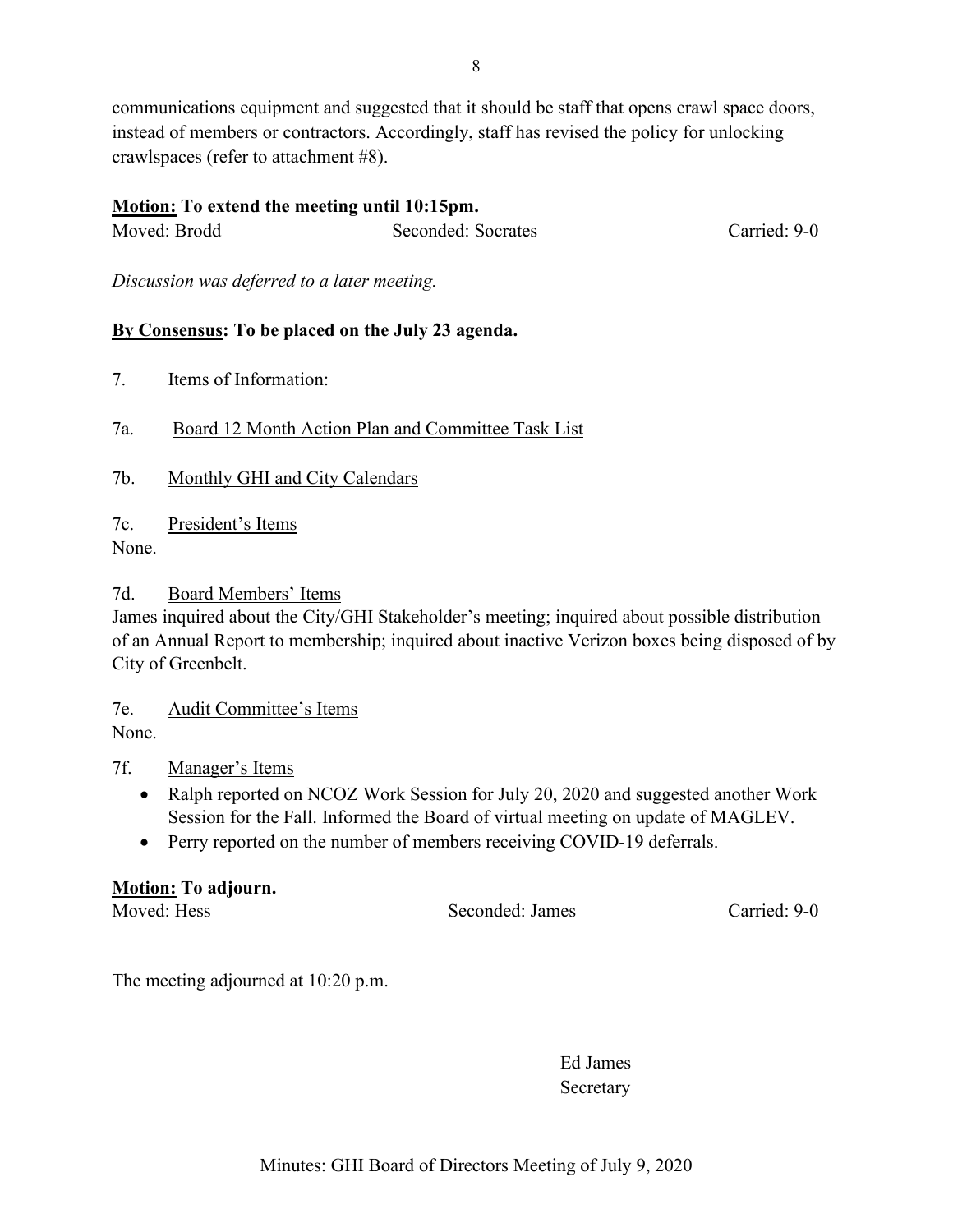communications equipment and suggested that it should be staff that opens crawl space doors, instead of members or contractors. Accordingly, staff has revised the policy for unlocking crawlspaces (refer to attachment #8).

**<u>Motion:</u> To extend the meeting until 10:15pm.**

Moved: Brodd    Seconded: Socrates    Carried: 9-0

*Discussion was deferred to a later meeting.*

**<u>By Consensus</u>: To be placed on the July 23 agenda.**

7. <u>Items of Information:</u>

7a. <u>Board 12 Month Action Plan and Committee Task List</u>

7b. <u>Monthly GHI and City Calendars</u>

7c. <u>President's Items</u>

None.

7d. <u>Board Members' Items</u>

James inquired about the City/GHI Stakeholder's meeting; inquired about possible distribution of an Annual Report to membership; inquired about inactive Verizon boxes being disposed of by City of Greenbelt.

7e. <u>Audit Committee's Items</u>

None.

7f. <u>Manager's Items</u>

- Ralph reported on NCOZ Work Session for July 20, 2020 and suggested another Work Session for the Fall. Informed the Board of virtual meeting on update of MAGLEV.
- Perry reported on the number of members receiving COVID-19 deferrals.

**<u>Motion:</u> To adjourn.**

Moved: Hess    Seconded: James    Carried: 9-0

The meeting adjourned at 10:20 p.m.

Ed James
Secretary

Minutes: GHI Board of Directors Meeting of July 9, 2020